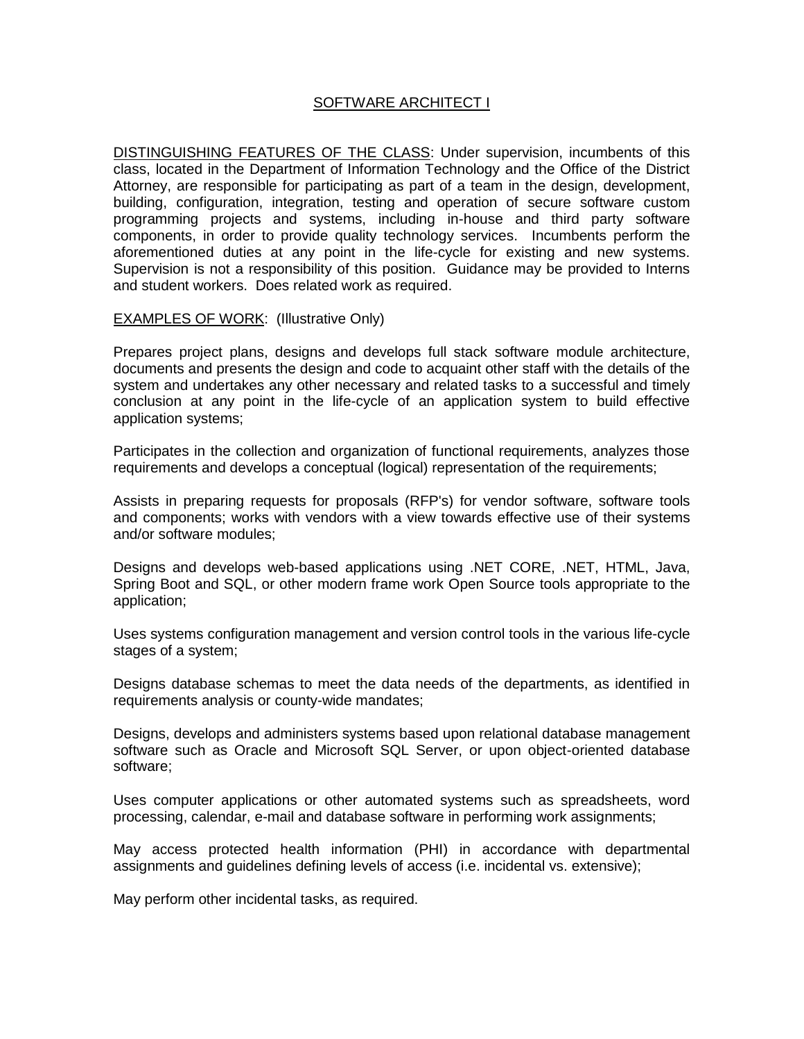# SOFTWARE ARCHITECT I

DISTINGUISHING FEATURES OF THE CLASS: Under supervision, incumbents of this class, located in the Department of Information Technology and the Office of the District Attorney, are responsible for participating as part of a team in the design, development, building, configuration, integration, testing and operation of secure software custom programming projects and systems, including in-house and third party software components, in order to provide quality technology services. Incumbents perform the aforementioned duties at any point in the life-cycle for existing and new systems. Supervision is not a responsibility of this position. Guidance may be provided to Interns and student workers. Does related work as required.

EXAMPLES OF WORK: (Illustrative Only)

Prepares project plans, designs and develops full stack software module architecture, documents and presents the design and code to acquaint other staff with the details of the system and undertakes any other necessary and related tasks to a successful and timely conclusion at any point in the life-cycle of an application system to build effective application systems;

Participates in the collection and organization of functional requirements, analyzes those requirements and develops a conceptual (logical) representation of the requirements;

Assists in preparing requests for proposals (RFP's) for vendor software, software tools and components; works with vendors with a view towards effective use of their systems and/or software modules;

Designs and develops web-based applications using .NET CORE, .NET, HTML, Java, Spring Boot and SQL, or other modern frame work Open Source tools appropriate to the application;

Uses systems configuration management and version control tools in the various life-cycle stages of a system;

Designs database schemas to meet the data needs of the departments, as identified in requirements analysis or county-wide mandates;

Designs, develops and administers systems based upon relational database management software such as Oracle and Microsoft SQL Server, or upon object-oriented database software;

Uses computer applications or other automated systems such as spreadsheets, word processing, calendar, e-mail and database software in performing work assignments;

May access protected health information (PHI) in accordance with departmental assignments and guidelines defining levels of access (i.e. incidental vs. extensive);

May perform other incidental tasks, as required.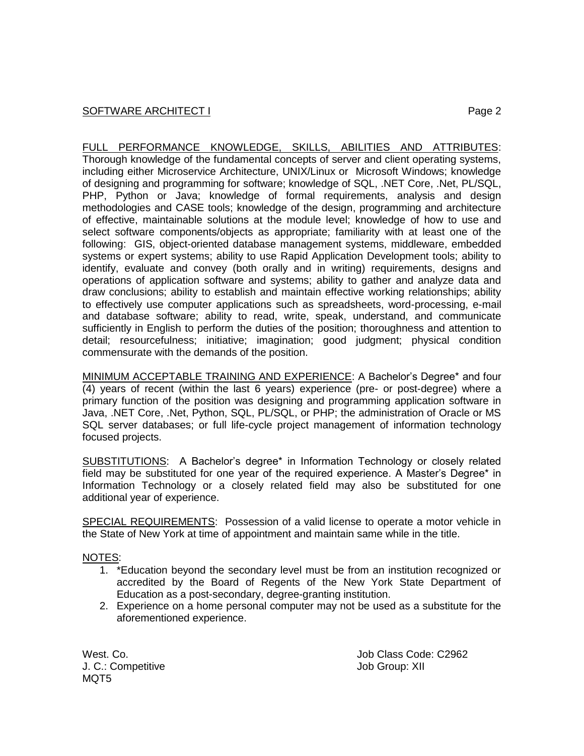FULL PERFORMANCE KNOWLEDGE, SKILLS, ABILITIES AND ATTRIBUTES: Thorough knowledge of the fundamental concepts of server and client operating systems, including either Microservice Architecture, UNIX/Linux or Microsoft Windows; knowledge of designing and programming for software; knowledge of SQL, .NET Core, .Net, PL/SQL, PHP, Python or Java; knowledge of formal requirements, analysis and design methodologies and CASE tools; knowledge of the design, programming and architecture of effective, maintainable solutions at the module level; knowledge of how to use and select software components/objects as appropriate; familiarity with at least one of the following: GIS, object-oriented database management systems, middleware, embedded systems or expert systems; ability to use Rapid Application Development tools; ability to identify, evaluate and convey (both orally and in writing) requirements, designs and operations of application software and systems; ability to gather and analyze data and draw conclusions; ability to establish and maintain effective working relationships; ability to effectively use computer applications such as spreadsheets, word-processing, e-mail and database software; ability to read, write, speak, understand, and communicate sufficiently in English to perform the duties of the position; thoroughness and attention to detail; resourcefulness; initiative; imagination; good judgment; physical condition commensurate with the demands of the position.

MINIMUM ACCEPTABLE TRAINING AND EXPERIENCE: A Bachelor's Degree* and four (4) years of recent (within the last 6 years) experience (pre- or post-degree) where a primary function of the position was designing and programming application software in Java, .NET Core, .Net, Python, SQL, PL/SQL, or PHP; the administration of Oracle or MS SQL server databases; or full life-cycle project management of information technology focused projects.

SUBSTITUTIONS: A Bachelor's degree* in Information Technology or closely related field may be substituted for one year of the required experience. A Master's Degree* in Information Technology or a closely related field may also be substituted for one additional year of experience.

SPECIAL REQUIREMENTS: Possession of a valid license to operate a motor vehicle in the State of New York at time of appointment and maintain same while in the title.

NOTES:

1. *Education beyond the secondary level must be from an institution recognized or accredited by the Board of Regents of the New York State Department of Education as a post-secondary, degree-granting institution.
2. Experience on a home personal computer may not be used as a substitute for the aforementioned experience.

West. Co.
J. C.: Competitive
MQT5

Job Class Code: C2962
Job Group: XII